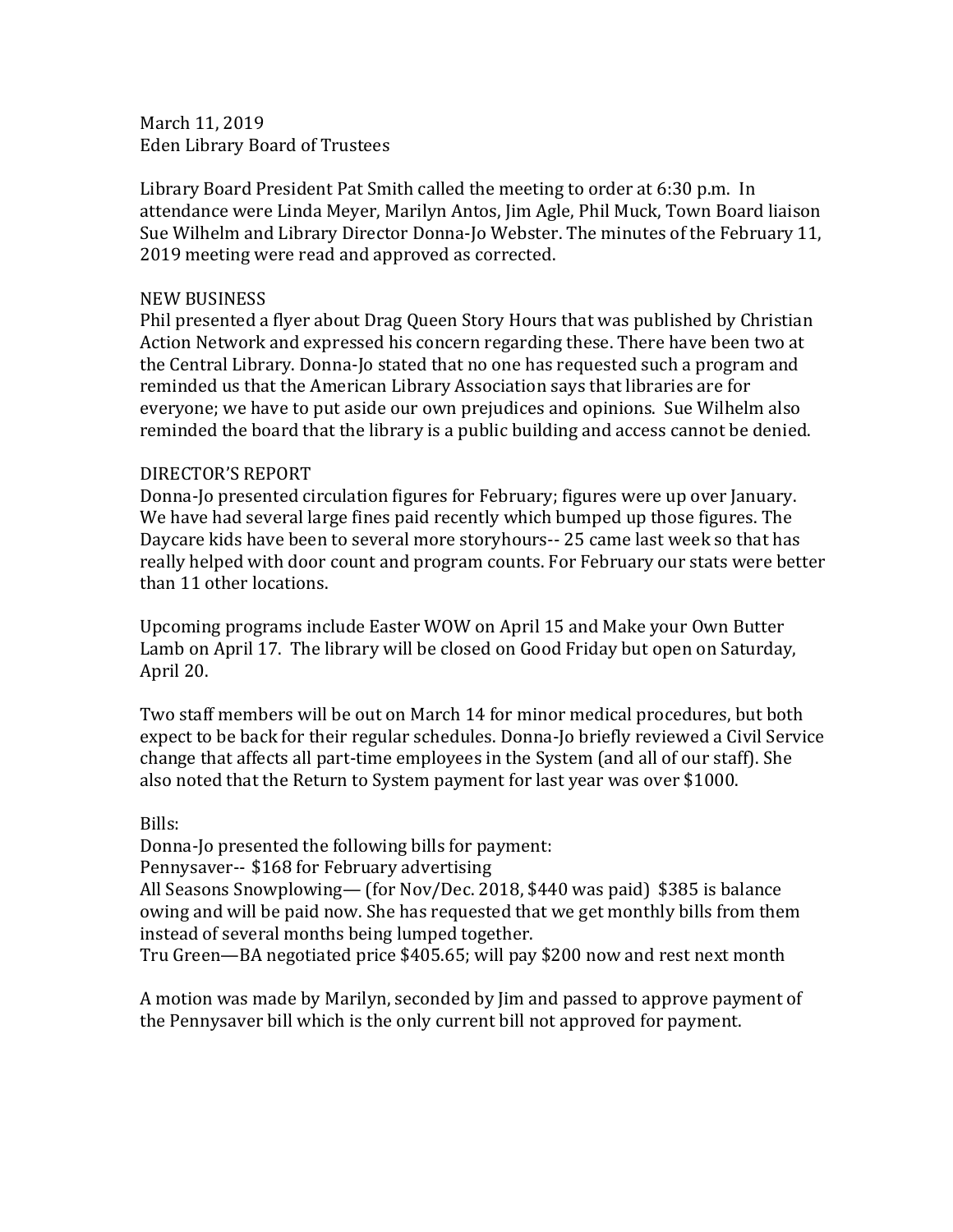March 11, 2019
Eden Library Board of Trustees

Library Board President Pat Smith called the meeting to order at 6:30 p.m. In attendance were Linda Meyer, Marilyn Antos, Jim Agle, Phil Muck, Town Board liaison Sue Wilhelm and Library Director Donna-Jo Webster. The minutes of the February 11, 2019 meeting were read and approved as corrected.

NEW BUSINESS
Phil presented a flyer about Drag Queen Story Hours that was published by Christian Action Network and expressed his concern regarding these. There have been two at the Central Library. Donna-Jo stated that no one has requested such a program and reminded us that the American Library Association says that libraries are for everyone; we have to put aside our own prejudices and opinions. Sue Wilhelm also reminded the board that the library is a public building and access cannot be denied.

DIRECTOR'S REPORT
Donna-Jo presented circulation figures for February; figures were up over January. We have had several large fines paid recently which bumped up those figures. The Daycare kids have been to several more storyhours-- 25 came last week so that has really helped with door count and program counts. For February our stats were better than 11 other locations.

Upcoming programs include Easter WOW on April 15 and Make your Own Butter Lamb on April 17. The library will be closed on Good Friday but open on Saturday, April 20.

Two staff members will be out on March 14 for minor medical procedures, but both expect to be back for their regular schedules. Donna-Jo briefly reviewed a Civil Service change that affects all part-time employees in the System (and all of our staff). She also noted that the Return to System payment for last year was over $1000.

Bills:
Donna-Jo presented the following bills for payment:
Pennysaver-- $168 for February advertising
All Seasons Snowplowing— (for Nov/Dec. 2018, $440 was paid) $385 is balance owing and will be paid now. She has requested that we get monthly bills from them instead of several months being lumped together.
Tru Green—BA negotiated price $405.65; will pay $200 now and rest next month

A motion was made by Marilyn, seconded by Jim and passed to approve payment of the Pennysaver bill which is the only current bill not approved for payment.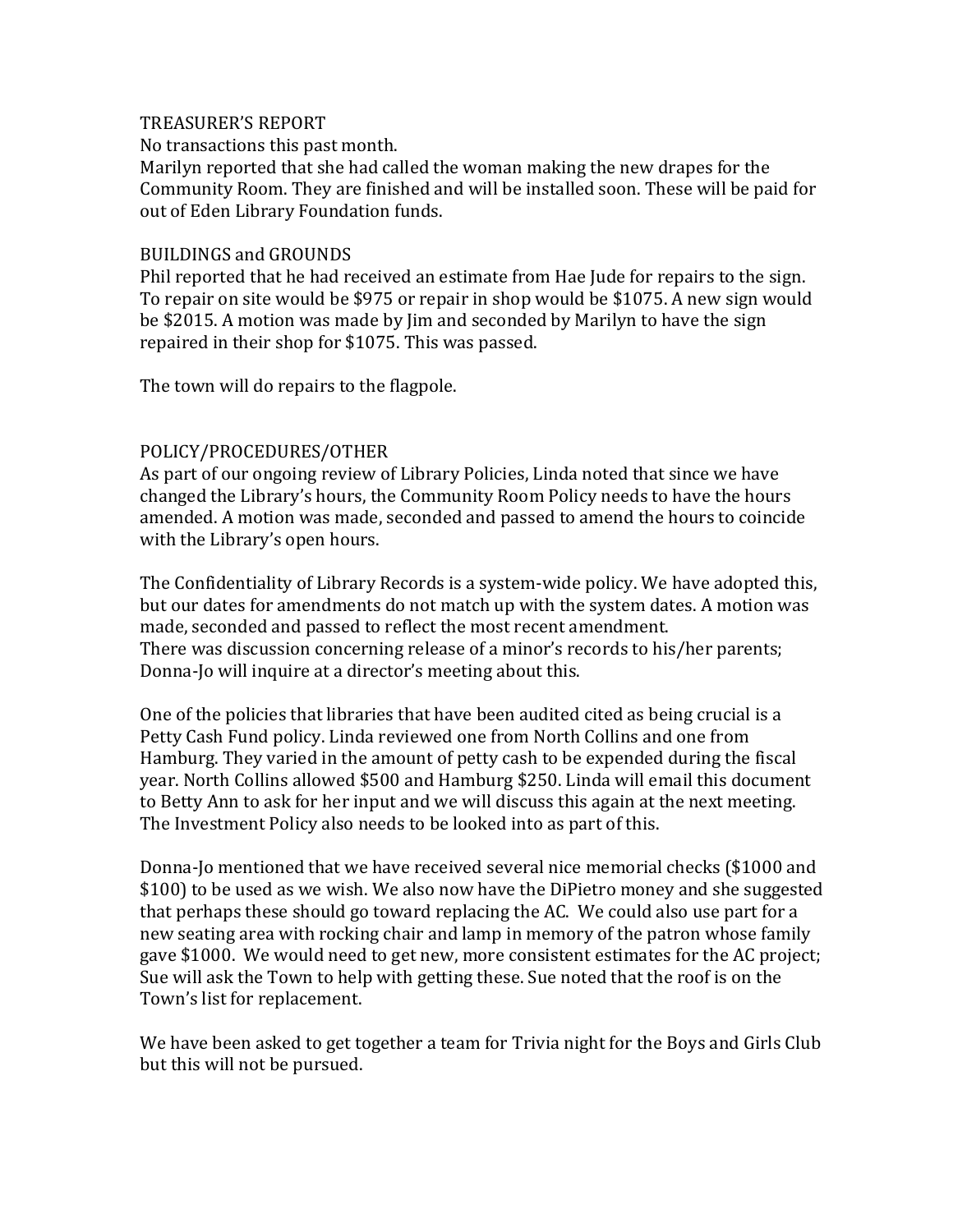## TREASURER'S REPORT

No transactions this past month.
Marilyn reported that she had called the woman making the new drapes for the Community Room. They are finished and will be installed soon. These will be paid for out of Eden Library Foundation funds.

## BUILDINGS and GROUNDS

Phil reported that he had received an estimate from Hae Jude for repairs to the sign. To repair on site would be $975 or repair in shop would be $1075. A new sign would be $2015. A motion was made by Jim and seconded by Marilyn to have the sign repaired in their shop for $1075. This was passed.

The town will do repairs to the flagpole.

## POLICY/PROCEDURES/OTHER

As part of our ongoing review of Library Policies, Linda noted that since we have changed the Library's hours, the Community Room Policy needs to have the hours amended. A motion was made, seconded and passed to amend the hours to coincide with the Library's open hours.

The Confidentiality of Library Records is a system-wide policy. We have adopted this, but our dates for amendments do not match up with the system dates. A motion was made, seconded and passed to reflect the most recent amendment.
There was discussion concerning release of a minor's records to his/her parents; Donna-Jo will inquire at a director's meeting about this.

One of the policies that libraries that have been audited cited as being crucial is a Petty Cash Fund policy. Linda reviewed one from North Collins and one from Hamburg. They varied in the amount of petty cash to be expended during the fiscal year. North Collins allowed $500 and Hamburg $250. Linda will email this document to Betty Ann to ask for her input and we will discuss this again at the next meeting. The Investment Policy also needs to be looked into as part of this.

Donna-Jo mentioned that we have received several nice memorial checks ($1000 and $100) to be used as we wish. We also now have the DiPietro money and she suggested that perhaps these should go toward replacing the AC. We could also use part for a new seating area with rocking chair and lamp in memory of the patron whose family gave $1000. We would need to get new, more consistent estimates for the AC project; Sue will ask the Town to help with getting these. Sue noted that the roof is on the Town's list for replacement.

We have been asked to get together a team for Trivia night for the Boys and Girls Club but this will not be pursued.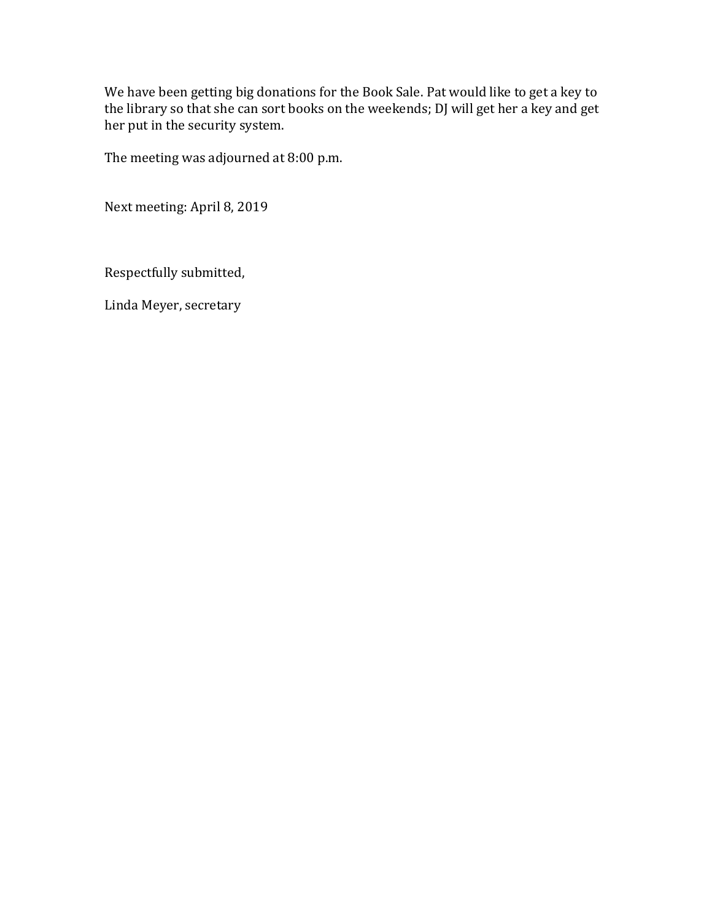We have been getting big donations for the Book Sale. Pat would like to get a key to the library so that she can sort books on the weekends; DJ will get her a key and get her put in the security system.

The meeting was adjourned at 8:00 p.m.

Next meeting: April 8, 2019

Respectfully submitted,

Linda Meyer, secretary